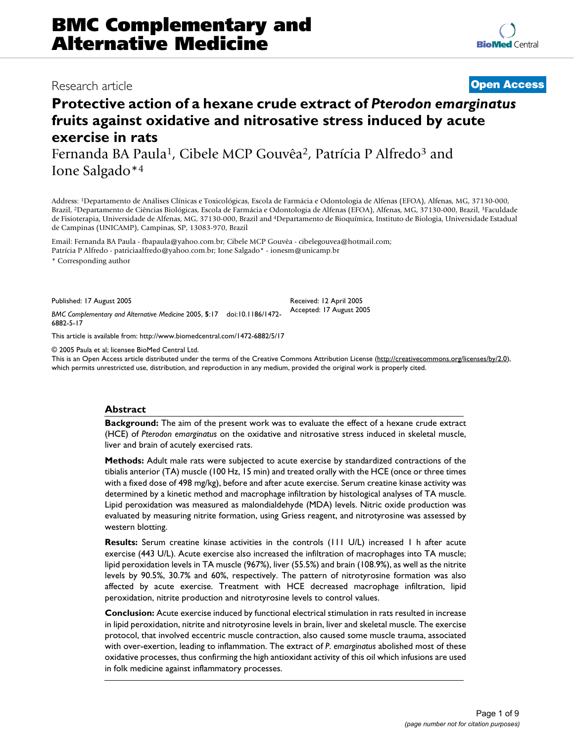# BMC Complementary and Alternative Medicine

Research article

**Open Access**

## Protective action of a hexane crude extract of *Pterodon emarginatus* fruits against oxidative and nitrosative stress induced by acute exercise in rats

Fernanda BA Paula[1], Cibele MCP Gouvêa[2], Patrícia P Alfredo[3] and Ione Salgado*[4]

Address: [1]Departamento de Análises Clínicas e Toxicológicas, Escola de Farmácia e Odontologia de Alfenas (EFOA), Alfenas, MG, 37130-000, Brazil, [2]Departamento de Ciências Biológicas, Escola de Farmácia e Odontologia de Alfenas (EFOA), Alfenas, MG, 37130-000, Brazil, [3]Faculdade de Fisioterapia, Universidade de Alfenas, MG, 37130-000, Brazil and [4]Departamento de Bioquímica, Instituto de Biologia, Universidade Estadual de Campinas (UNICAMP), Campinas, SP, 13083-970, Brazil

Email: Fernanda BA Paula - fbapaula@yahoo.com.br; Cibele MCP Gouvêa - cibelegouvea@hotmail.com; Patrícia P Alfredo - patriciaalfredo@yahoo.com.br; Ione Salgado* - ionesm@unicamp.br

\* Corresponding author

Published: 17 August 2005

*BMC Complementary and Alternative Medicine* 2005, **5**:17 doi:10.1186/1472-6882-5-17

Received: 12 April 2005
Accepted: 17 August 2005

This article is available from: http://www.biomedcentral.com/1472-6882/5/17

© 2005 Paula et al; licensee BioMed Central Ltd.
This is an Open Access article distributed under the terms of the Creative Commons Attribution License (http://creativecommons.org/licenses/by/2.0), which permits unrestricted use, distribution, and reproduction in any medium, provided the original work is properly cited.

## Abstract

**Background:** The aim of the present work was to evaluate the effect of a hexane crude extract (HCE) of *Pterodon emarginatus* on the oxidative and nitrosative stress induced in skeletal muscle, liver and brain of acutely exercised rats.

**Methods:** Adult male rats were subjected to acute exercise by standardized contractions of the tibialis anterior (TA) muscle (100 Hz, 15 min) and treated orally with the HCE (once or three times with a fixed dose of 498 mg/kg), before and after acute exercise. Serum creatine kinase activity was determined by a kinetic method and macrophage infiltration by histological analyses of TA muscle. Lipid peroxidation was measured as malondialdehyde (MDA) levels. Nitric oxide production was evaluated by measuring nitrite formation, using Griess reagent, and nitrotyrosine was assessed by western blotting.

**Results:** Serum creatine kinase activities in the controls (111 U/L) increased 1 h after acute exercise (443 U/L). Acute exercise also increased the infiltration of macrophages into TA muscle; lipid peroxidation levels in TA muscle (967%), liver (55.5%) and brain (108.9%), as well as the nitrite levels by 90.5%, 30.7% and 60%, respectively. The pattern of nitrotyrosine formation was also affected by acute exercise. Treatment with HCE decreased macrophage infiltration, lipid peroxidation, nitrite production and nitrotyrosine levels to control values.

**Conclusion:** Acute exercise induced by functional electrical stimulation in rats resulted in increase in lipid peroxidation, nitrite and nitrotyrosine levels in brain, liver and skeletal muscle. The exercise protocol, that involved eccentric muscle contraction, also caused some muscle trauma, associated with over-exertion, leading to inflammation. The extract of *P. emarginatus* abolished most of these oxidative processes, thus confirming the high antioxidant activity of this oil which infusions are used in folk medicine against inflammatory processes.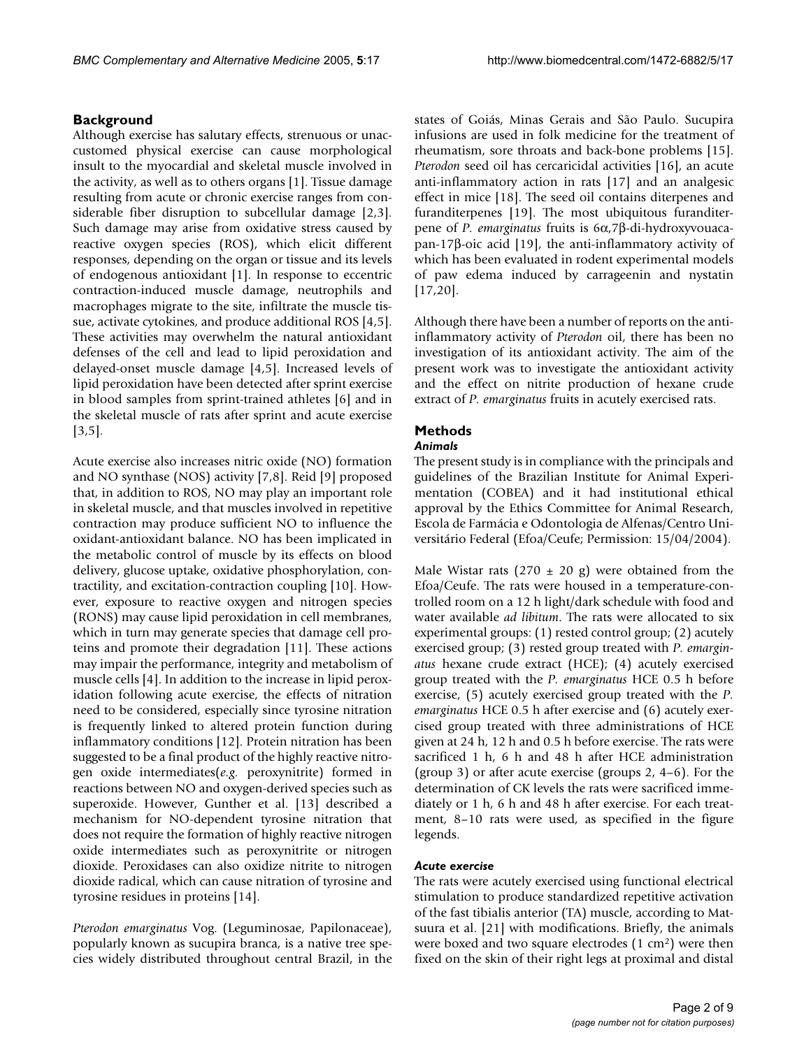## Background

Although exercise has salutary effects, strenuous or unaccustomed physical exercise can cause morphological insult to the myocardial and skeletal muscle involved in the activity, as well as to others organs [1]. Tissue damage resulting from acute or chronic exercise ranges from considerable fiber disruption to subcellular damage [2,3]. Such damage may arise from oxidative stress caused by reactive oxygen species (ROS), which elicit different responses, depending on the organ or tissue and its levels of endogenous antioxidant [1]. In response to eccentric contraction-induced muscle damage, neutrophils and macrophages migrate to the site, infiltrate the muscle tissue, activate cytokines, and produce additional ROS [4,5]. These activities may overwhelm the natural antioxidant defenses of the cell and lead to lipid peroxidation and delayed-onset muscle damage [4,5]. Increased levels of lipid peroxidation have been detected after sprint exercise in blood samples from sprint-trained athletes [6] and in the skeletal muscle of rats after sprint and acute exercise [3,5].

Acute exercise also increases nitric oxide (NO) formation and NO synthase (NOS) activity [7,8]. Reid [9] proposed that, in addition to ROS, NO may play an important role in skeletal muscle, and that muscles involved in repetitive contraction may produce sufficient NO to influence the oxidant-antioxidant balance. NO has been implicated in the metabolic control of muscle by its effects on blood delivery, glucose uptake, oxidative phosphorylation, contractility, and excitation-contraction coupling [10]. However, exposure to reactive oxygen and nitrogen species (RONS) may cause lipid peroxidation in cell membranes, which in turn may generate species that damage cell proteins and promote their degradation [11]. These actions may impair the performance, integrity and metabolism of muscle cells [4]. In addition to the increase in lipid peroxidation following acute exercise, the effects of nitration need to be considered, especially since tyrosine nitration is frequently linked to altered protein function during inflammatory conditions [12]. Protein nitration has been suggested to be a final product of the highly reactive nitrogen oxide intermediates(*e.g.* peroxynitrite) formed in reactions between NO and oxygen-derived species such as superoxide. However, Gunther et al. [13] described a mechanism for NO-dependent tyrosine nitration that does not require the formation of highly reactive nitrogen oxide intermediates such as peroxynitrite or nitrogen dioxide. Peroxidases can also oxidize nitrite to nitrogen dioxide radical, which can cause nitration of tyrosine and tyrosine residues in proteins [14].

*Pterodon emarginatus* Vog. (Leguminosae, Papilonaceae), popularly known as sucupira branca, is a native tree species widely distributed throughout central Brazil, in the states of Goiás, Minas Gerais and São Paulo. Sucupira infusions are used in folk medicine for the treatment of rheumatism, sore throats and back-bone problems [15]. *Pterodon* seed oil has cercaricidal activities [16], an acute anti-inflammatory action in rats [17] and an analgesic effect in mice [18]. The seed oil contains diterpenes and furanditerpenes [19]. The most ubiquitous furanditerpene of *P. emarginatus* fruits is 6α,7β-di-hydroxyvouacapan-17β-oic acid [19], the anti-inflammatory activity of which has been evaluated in rodent experimental models of paw edema induced by carrageenin and nystatin [17,20].

Although there have been a number of reports on the anti-inflammatory activity of *Pterodon* oil, there has been no investigation of its antioxidant activity. The aim of the present work was to investigate the antioxidant activity and the effect on nitrite production of hexane crude extract of *P. emarginatus* fruits in acutely exercised rats.

## Methods

### *Animals*

The present study is in compliance with the principals and guidelines of the Brazilian Institute for Animal Experimentation (COBEA) and it had institutional ethical approval by the Ethics Committee for Animal Research, Escola de Farmácia e Odontologia de Alfenas/Centro Universitário Federal (Efoa/Ceufe; Permission: 15/04/2004).

Male Wistar rats (270 ± 20 g) were obtained from the Efoa/Ceufe. The rats were housed in a temperature-controlled room on a 12 h light/dark schedule with food and water available *ad libitum*. The rats were allocated to six experimental groups: (1) rested control group; (2) acutely exercised group; (3) rested group treated with *P. emarginatus* hexane crude extract (HCE); (4) acutely exercised group treated with the *P. emarginatus* HCE 0.5 h before exercise, (5) acutely exercised group treated with the *P. emarginatus* HCE 0.5 h after exercise and (6) acutely exercised group treated with three administrations of HCE given at 24 h, 12 h and 0.5 h before exercise. The rats were sacrificed 1 h, 6 h and 48 h after HCE administration (group 3) or after acute exercise (groups 2, 4–6). For the determination of CK levels the rats were sacrificed immediately or 1 h, 6 h and 48 h after exercise. For each treatment, 8–10 rats were used, as specified in the figure legends.

### *Acute exercise*

The rats were acutely exercised using functional electrical stimulation to produce standardized repetitive activation of the fast tibialis anterior (TA) muscle, according to Matsuura et al. [21] with modifications. Briefly, the animals were boxed and two square electrodes (1 $cm^2$) were then fixed on the skin of their right legs at proximal and distal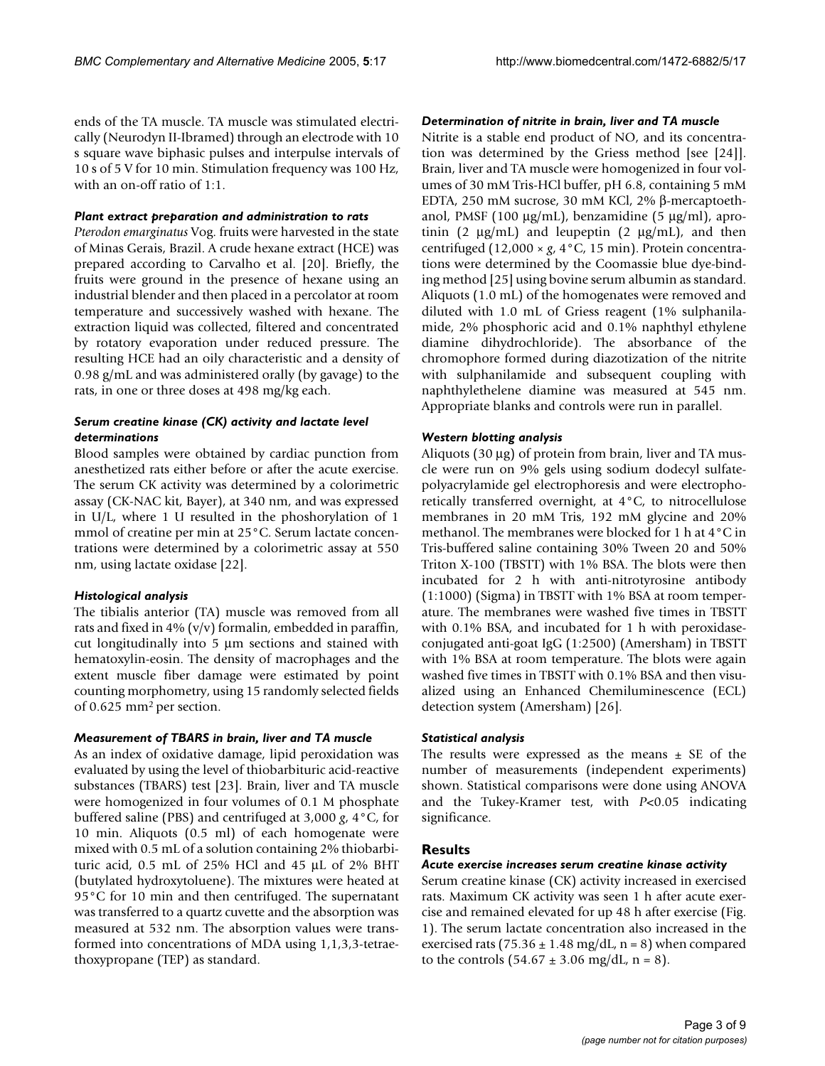ends of the TA muscle. TA muscle was stimulated electrically (Neurodyn II-Ibramed) through an electrode with 10 s square wave biphasic pulses and interpulse intervals of 10 s of 5 V for 10 min. Stimulation frequency was 100 Hz, with an on-off ratio of 1:1.

### *Plant extract preparation and administration to rats*

*Pterodon emarginatus* Vog. fruits were harvested in the state of Minas Gerais, Brazil. A crude hexane extract (HCE) was prepared according to Carvalho et al. [20]. Briefly, the fruits were ground in the presence of hexane using an industrial blender and then placed in a percolator at room temperature and successively washed with hexane. The extraction liquid was collected, filtered and concentrated by rotatory evaporation under reduced pressure. The resulting HCE had an oily characteristic and a density of 0.98 g/mL and was administered orally (by gavage) to the rats, in one or three doses at 498 mg/kg each.

### *Serum creatine kinase (CK) activity and lactate level determinations*

Blood samples were obtained by cardiac punction from anesthetized rats either before or after the acute exercise. The serum CK activity was determined by a colorimetric assay (CK-NAC kit, Bayer), at 340 nm, and was expressed in U/L, where 1 U resulted in the phoshorylation of 1 mmol of creatine per min at 25°C. Serum lactate concentrations were determined by a colorimetric assay at 550 nm, using lactate oxidase [22].

### *Histological analysis*

The tibialis anterior (TA) muscle was removed from all rats and fixed in 4% (v/v) formalin, embedded in paraffin, cut longitudinally into 5 µm sections and stained with hematoxylin-eosin. The density of macrophages and the extent muscle fiber damage were estimated by point counting morphometry, using 15 randomly selected fields of 0.625 $mm^2$ per section.

### *Measurement of TBARS in brain, liver and TA muscle*

As an index of oxidative damage, lipid peroxidation was evaluated by using the level of thiobarbituric acid-reactive substances (TBARS) test [23]. Brain, liver and TA muscle were homogenized in four volumes of 0.1 M phosphate buffered saline (PBS) and centrifuged at 3,000 *g*, 4°C, for 10 min. Aliquots (0.5 ml) of each homogenate were mixed with 0.5 mL of a solution containing 2% thiobarbituric acid, 0.5 mL of 25% HCl and 45 µL of 2% BHT (butylated hydroxytoluene). The mixtures were heated at 95°C for 10 min and then centrifuged. The supernatant was transferred to a quartz cuvette and the absorption was measured at 532 nm. The absorption values were transformed into concentrations of MDA using 1,1,3,3-tetraethoxypropane (TEP) as standard.

### *Determination of nitrite in brain, liver and TA muscle*

Nitrite is a stable end product of NO, and its concentration was determined by the Griess method [see [24]]. Brain, liver and TA muscle were homogenized in four volumes of 30 mM Tris-HCl buffer, pH 6.8, containing 5 mM EDTA, 250 mM sucrose, 30 mM KCl, 2% β-mercaptoethanol, PMSF (100 µg/mL), benzamidine (5 µg/ml), aprotinin (2 µg/mL) and leupeptin (2 µg/mL), and then centrifuged (12,000 × *g*, 4°C, 15 min). Protein concentrations were determined by the Coomassie blue dye-binding method [25] using bovine serum albumin as standard. Aliquots (1.0 mL) of the homogenates were removed and diluted with 1.0 mL of Griess reagent (1% sulphanilamide, 2% phosphoric acid and 0.1% naphthyl ethylene diamine dihydrochloride). The absorbance of the chromophore formed during diazotization of the nitrite with sulphanilamide and subsequent coupling with naphthylethelene diamine was measured at 545 nm. Appropriate blanks and controls were run in parallel.

### *Western blotting analysis*

Aliquots (30 µg) of protein from brain, liver and TA muscle were run on 9% gels using sodium dodecyl sulfate-polyacrylamide gel electrophoresis and were electrophoretically transferred overnight, at 4°C, to nitrocellulose membranes in 20 mM Tris, 192 mM glycine and 20% methanol. The membranes were blocked for 1 h at 4°C in Tris-buffered saline containing 30% Tween 20 and 50% Triton X-100 (TBSTT) with 1% BSA. The blots were then incubated for 2 h with anti-nitrotyrosine antibody (1:1000) (Sigma) in TBSTT with 1% BSA at room temperature. The membranes were washed five times in TBSTT with 0.1% BSA, and incubated for 1 h with peroxidase-conjugated anti-goat IgG (1:2500) (Amersham) in TBSTT with 1% BSA at room temperature. The blots were again washed five times in TBSTT with 0.1% BSA and then visualized using an Enhanced Chemiluminescence (ECL) detection system (Amersham) [26].

### *Statistical analysis*

The results were expressed as the means ± SE of the number of measurements (independent experiments) shown. Statistical comparisons were done using ANOVA and the Tukey-Kramer test, with $P<0.05$ indicating significance.

## Results

### *Acute exercise increases serum creatine kinase activity*

Serum creatine kinase (CK) activity increased in exercised rats. Maximum CK activity was seen 1 h after acute exercise and remained elevated for up 48 h after exercise (Fig. 1). The serum lactate concentration also increased in the exercised rats (75.36 ± 1.48 mg/dL, n = 8) when compared to the controls (54.67 ± 3.06 mg/dL, n = 8).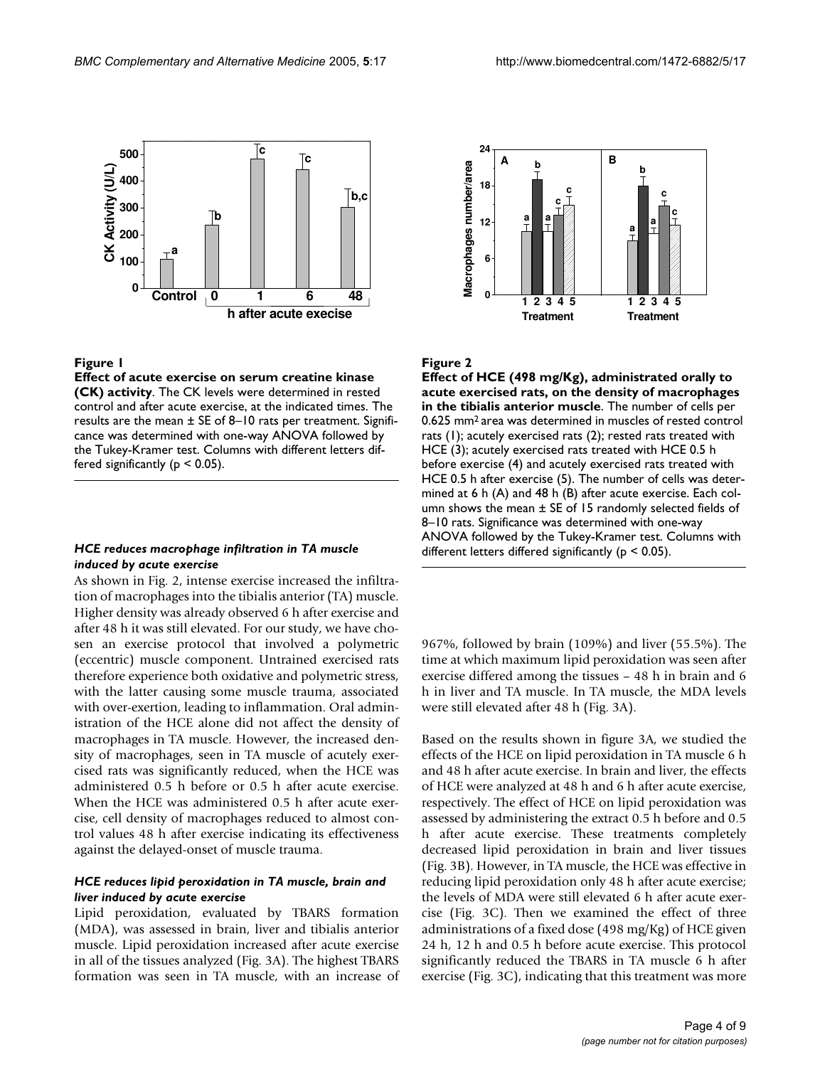**Figure 1**

**Effect of acute exercise on serum creatine kinase (CK) activity**. The CK levels were determined in rested control and after acute exercise, at the indicated times. The results are the mean ± SE of 8–10 rats per treatment. Significance was determined with one-way ANOVA followed by the Tukey-Kramer test. Columns with different letters differed significantly ($p < 0.05$).

**Figure 2**

**Effect of HCE (498 mg/Kg), administrated orally to acute exercised rats, on the density of macrophages in the tibialis anterior muscle**. The number of cells per 0.625 $mm^2$ area was determined in muscles of rested control rats (1); acutely exercised rats (2); rested rats treated with HCE (3); acutely exercised rats treated with HCE 0.5 h before exercise (4) and acutely exercised rats treated with HCE 0.5 h after exercise (5). The number of cells was determined at 6 h (A) and 48 h (B) after acute exercise. Each column shows the mean ± SE of 15 randomly selected fields of 8–10 rats. Significance was determined with one-way ANOVA followed by the Tukey-Kramer test. Columns with different letters differed significantly ($p < 0.05$).

### *HCE reduces macrophage infiltration in TA muscle induced by acute exercise*

As shown in Fig. 2, intense exercise increased the infiltration of macrophages into the tibialis anterior (TA) muscle. Higher density was already observed 6 h after exercise and after 48 h it was still elevated. For our study, we have chosen an exercise protocol that involved a polymetric (eccentric) muscle component. Untrained exercised rats therefore experience both oxidative and polymetric stress, with the latter causing some muscle trauma, associated with over-exertion, leading to inflammation. Oral administration of the HCE alone did not affect the density of macrophages in TA muscle. However, the increased density of macrophages, seen in TA muscle of acutely exercised rats was significantly reduced, when the HCE was administered 0.5 h before or 0.5 h after acute exercise. When the HCE was administered 0.5 h after acute exercise, cell density of macrophages reduced to almost control values 48 h after exercise indicating its effectiveness against the delayed-onset of muscle trauma.

### *HCE reduces lipid peroxidation in TA muscle, brain and liver induced by acute exercise*

Lipid peroxidation, evaluated by TBARS formation (MDA), was assessed in brain, liver and tibialis anterior muscle. Lipid peroxidation increased after acute exercise in all of the tissues analyzed (Fig. 3A). The highest TBARS formation was seen in TA muscle, with an increase of 967%, followed by brain (109%) and liver (55.5%). The time at which maximum lipid peroxidation was seen after exercise differed among the tissues – 48 h in brain and 6 h in liver and TA muscle. In TA muscle, the MDA levels were still elevated after 48 h (Fig. 3A).

Based on the results shown in figure 3A, we studied the effects of the HCE on lipid peroxidation in TA muscle 6 h and 48 h after acute exercise. In brain and liver, the effects of HCE were analyzed at 48 h and 6 h after acute exercise, respectively. The effect of HCE on lipid peroxidation was assessed by administering the extract 0.5 h before and 0.5 h after acute exercise. These treatments completely decreased lipid peroxidation in brain and liver tissues (Fig. 3B). However, in TA muscle, the HCE was effective in reducing lipid peroxidation only 48 h after acute exercise; the levels of MDA were still elevated 6 h after acute exercise (Fig. 3C). Then we examined the effect of three administrations of a fixed dose (498 mg/Kg) of HCE given 24 h, 12 h and 0.5 h before acute exercise. This protocol significantly reduced the TBARS in TA muscle 6 h after exercise (Fig. 3C), indicating that this treatment was more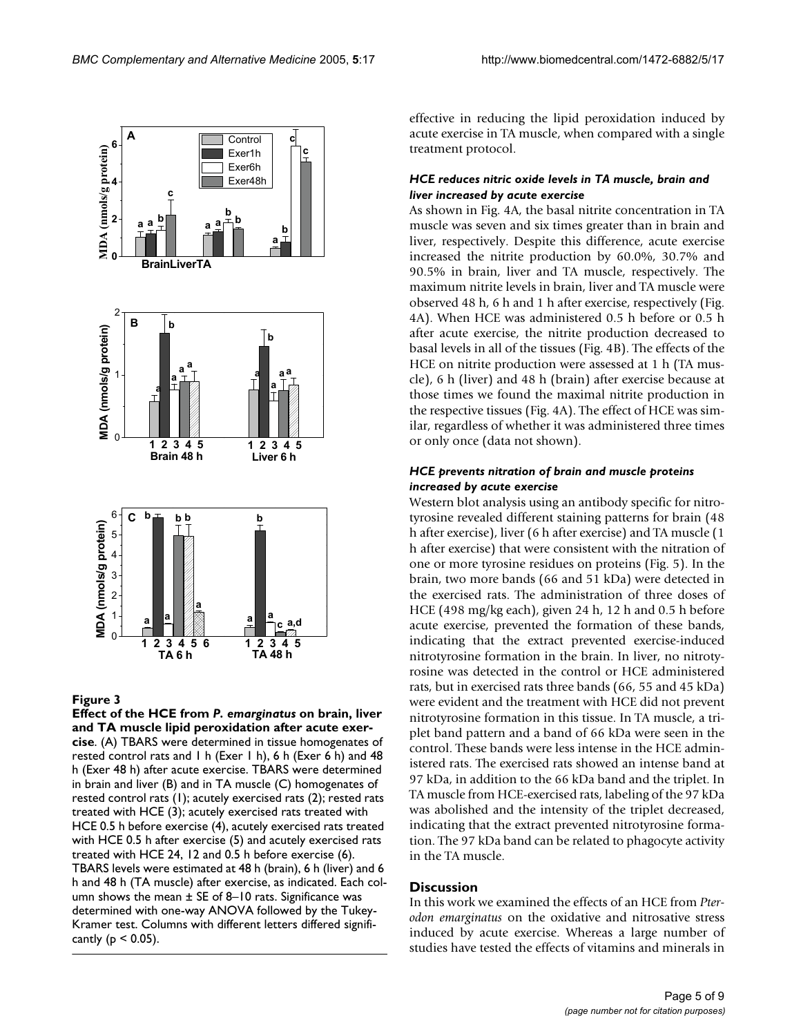**Figure 3**

**Effect of the HCE from *P. emarginatus* on brain, liver and TA muscle lipid peroxidation after acute exercise**. (A) TBARS were determined in tissue homogenates of rested control rats and 1 h (Exer 1 h), 6 h (Exer 6 h) and 48 h (Exer 48 h) after acute exercise. TBARS were determined in brain and liver (B) and in TA muscle (C) homogenates of rested control rats (1); acutely exercised rats (2); rested rats treated with HCE (3); acutely exercised rats treated with HCE 0.5 h before exercise (4), acutely exercised rats treated with HCE 0.5 h after exercise (5) and acutely exercised rats treated with HCE 24, 12 and 0.5 h before exercise (6). TBARS levels were estimated at 48 h (brain), 6 h (liver) and 6 h and 48 h (TA muscle) after exercise, as indicated. Each column shows the mean ± SE of 8–10 rats. Significance was determined with one-way ANOVA followed by the Tukey-Kramer test. Columns with different letters differed significantly ($p < 0.05$).

effective in reducing the lipid peroxidation induced by acute exercise in TA muscle, when compared with a single treatment protocol.

### *HCE reduces nitric oxide levels in TA muscle, brain and liver increased by acute exercise*

As shown in Fig. 4A, the basal nitrite concentration in TA muscle was seven and six times greater than in brain and liver, respectively. Despite this difference, acute exercise increased the nitrite production by 60.0%, 30.7% and 90.5% in brain, liver and TA muscle, respectively. The maximum nitrite levels in brain, liver and TA muscle were observed 48 h, 6 h and 1 h after exercise, respectively (Fig. 4A). When HCE was administered 0.5 h before or 0.5 h after acute exercise, the nitrite production decreased to basal levels in all of the tissues (Fig. 4B). The effects of the HCE on nitrite production were assessed at 1 h (TA muscle), 6 h (liver) and 48 h (brain) after exercise because at those times we found the maximal nitrite production in the respective tissues (Fig. 4A). The effect of HCE was similar, regardless of whether it was administered three times or only once (data not shown).

### *HCE prevents nitration of brain and muscle proteins increased by acute exercise*

Western blot analysis using an antibody specific for nitrotyrosine revealed different staining patterns for brain (48 h after exercise), liver (6 h after exercise) and TA muscle (1 h after exercise) that were consistent with the nitration of one or more tyrosine residues on proteins (Fig. 5). In the brain, two more bands (66 and 51 kDa) were detected in the exercised rats. The administration of three doses of HCE (498 mg/kg each), given 24 h, 12 h and 0.5 h before acute exercise, prevented the formation of these bands, indicating that the extract prevented exercise-induced nitrotyrosine formation in the brain. In liver, no nitrotyrosine was detected in the control or HCE administered rats, but in exercised rats three bands (66, 55 and 45 kDa) were evident and the treatment with HCE did not prevent nitrotyrosine formation in this tissue. In TA muscle, a triplet band pattern and a band of 66 kDa were seen in the control. These bands were less intense in the HCE administered rats. The exercised rats showed an intense band at 97 kDa, in addition to the 66 kDa band and the triplet. In TA muscle from HCE-exercised rats, labeling of the 97 kDa was abolished and the intensity of the triplet decreased, indicating that the extract prevented nitrotyrosine formation. The 97 kDa band can be related to phagocyte activity in the TA muscle.

## Discussion

In this work we examined the effects of an HCE from *Pterodon emarginatus* on the oxidative and nitrosative stress induced by acute exercise. Whereas a large number of studies have tested the effects of vitamins and minerals in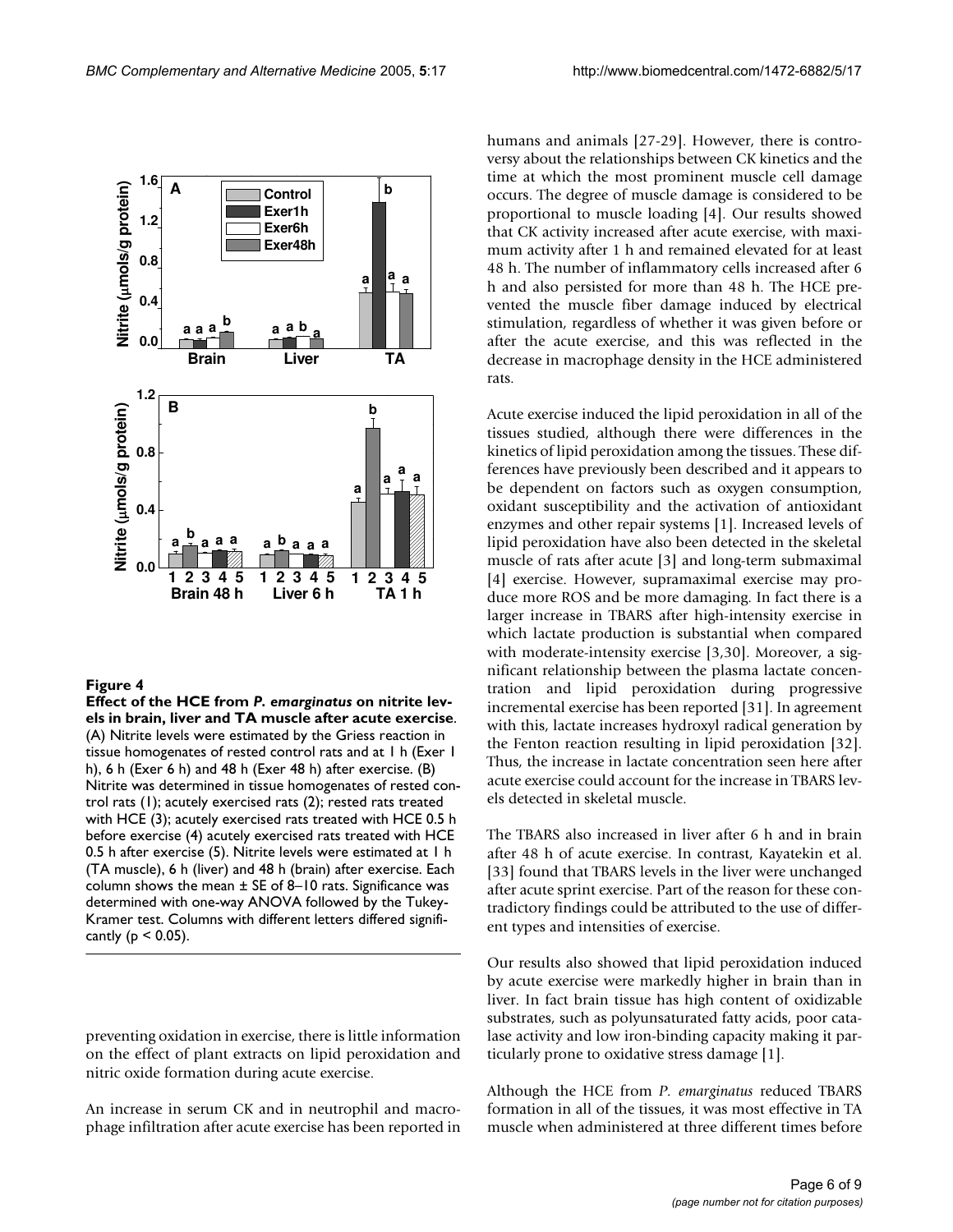**Figure 4**

**Effect of the HCE from *P. emarginatus* on nitrite levels in brain, liver and TA muscle after acute exercise**. (A) Nitrite levels were estimated by the Griess reaction in tissue homogenates of rested control rats and at 1 h (Exer 1 h), 6 h (Exer 6 h) and 48 h (Exer 48 h) after exercise. (B) Nitrite was determined in tissue homogenates of rested control rats (1); acutely exercised rats (2); rested rats treated with HCE (3); acutely exercised rats treated with HCE 0.5 h before exercise (4) acutely exercised rats treated with HCE 0.5 h after exercise (5). Nitrite levels were estimated at 1 h (TA muscle), 6 h (liver) and 48 h (brain) after exercise. Each column shows the mean ± SE of 8–10 rats. Significance was determined with one-way ANOVA followed by the Tukey-Kramer test. Columns with different letters differed significantly ($p < 0.05$).

preventing oxidation in exercise, there is little information on the effect of plant extracts on lipid peroxidation and nitric oxide formation during acute exercise.

An increase in serum CK and in neutrophil and macrophage infiltration after acute exercise has been reported in humans and animals [27-29]. However, there is controversy about the relationships between CK kinetics and the time at which the most prominent muscle cell damage occurs. The degree of muscle damage is considered to be proportional to muscle loading [4]. Our results showed that CK activity increased after acute exercise, with maximum activity after 1 h and remained elevated for at least 48 h. The number of inflammatory cells increased after 6 h and also persisted for more than 48 h. The HCE prevented the muscle fiber damage induced by electrical stimulation, regardless of whether it was given before or after the acute exercise, and this was reflected in the decrease in macrophage density in the HCE administered rats.

Acute exercise induced the lipid peroxidation in all of the tissues studied, although there were differences in the kinetics of lipid peroxidation among the tissues. These differences have previously been described and it appears to be dependent on factors such as oxygen consumption, oxidant susceptibility and the activation of antioxidant enzymes and other repair systems [1]. Increased levels of lipid peroxidation have also been detected in the skeletal muscle of rats after acute [3] and long-term submaximal [4] exercise. However, supramaximal exercise may produce more ROS and be more damaging. In fact there is a larger increase in TBARS after high-intensity exercise in which lactate production is substantial when compared with moderate-intensity exercise [3,30]. Moreover, a significant relationship between the plasma lactate concentration and lipid peroxidation during progressive incremental exercise has been reported [31]. In agreement with this, lactate increases hydroxyl radical generation by the Fenton reaction resulting in lipid peroxidation [32]. Thus, the increase in lactate concentration seen here after acute exercise could account for the increase in TBARS levels detected in skeletal muscle.

The TBARS also increased in liver after 6 h and in brain after 48 h of acute exercise. In contrast, Kayatekin et al. [33] found that TBARS levels in the liver were unchanged after acute sprint exercise. Part of the reason for these contradictory findings could be attributed to the use of different types and intensities of exercise.

Our results also showed that lipid peroxidation induced by acute exercise were markedly higher in brain than in liver. In fact brain tissue has high content of oxidizable substrates, such as polyunsaturated fatty acids, poor catalase activity and low iron-binding capacity making it particularly prone to oxidative stress damage [1].

Although the HCE from *P. emarginatus* reduced TBARS formation in all of the tissues, it was most effective in TA muscle when administered at three different times before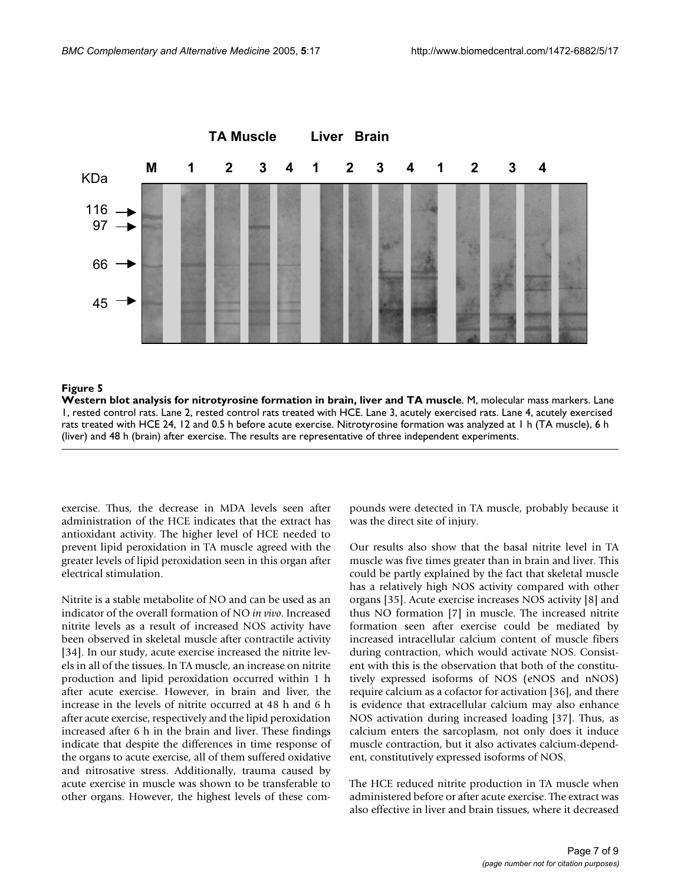**Figure 5**

**Western blot analysis for nitrotyrosine formation in brain, liver and TA muscle**. M, molecular mass markers. Lane 1, rested control rats. Lane 2, rested control rats treated with HCE. Lane 3, acutely exercised rats. Lane 4, acutely exercised rats treated with HCE 24, 12 and 0.5 h before acute exercise. Nitrotyrosine formation was analyzed at 1 h (TA muscle), 6 h (liver) and 48 h (brain) after exercise. The results are representative of three independent experiments.

exercise. Thus, the decrease in MDA levels seen after administration of the HCE indicates that the extract has antioxidant activity. The higher level of HCE needed to prevent lipid peroxidation in TA muscle agreed with the greater levels of lipid peroxidation seen in this organ after electrical stimulation.

Nitrite is a stable metabolite of NO and can be used as an indicator of the overall formation of NO *in vivo*. Increased nitrite levels as a result of increased NOS activity have been observed in skeletal muscle after contractile activity [34]. In our study, acute exercise increased the nitrite levels in all of the tissues. In TA muscle, an increase on nitrite production and lipid peroxidation occurred within 1 h after acute exercise. However, in brain and liver, the increase in the levels of nitrite occurred at 48 h and 6 h after acute exercise, respectively and the lipid peroxidation increased after 6 h in the brain and liver. These findings indicate that despite the differences in time response of the organs to acute exercise, all of them suffered oxidative and nitrosative stress. Additionally, trauma caused by acute exercise in muscle was shown to be transferable to other organs. However, the highest levels of these compounds were detected in TA muscle, probably because it was the direct site of injury.

Our results also show that the basal nitrite level in TA muscle was five times greater than in brain and liver. This could be partly explained by the fact that skeletal muscle has a relatively high NOS activity compared with other organs [35]. Acute exercise increases NOS activity [8] and thus NO formation [7] in muscle. The increased nitrite formation seen after exercise could be mediated by increased intracellular calcium content of muscle fibers during contraction, which would activate NOS. Consistent with this is the observation that both of the constitutively expressed isoforms of NOS (eNOS and nNOS) require calcium as a cofactor for activation [36], and there is evidence that extracellular calcium may also enhance NOS activation during increased loading [37]. Thus, as calcium enters the sarcoplasm, not only does it induce muscle contraction, but it also activates calcium-dependent, constitutively expressed isoforms of NOS.

The HCE reduced nitrite production in TA muscle when administered before or after acute exercise. The extract was also effective in liver and brain tissues, where it decreased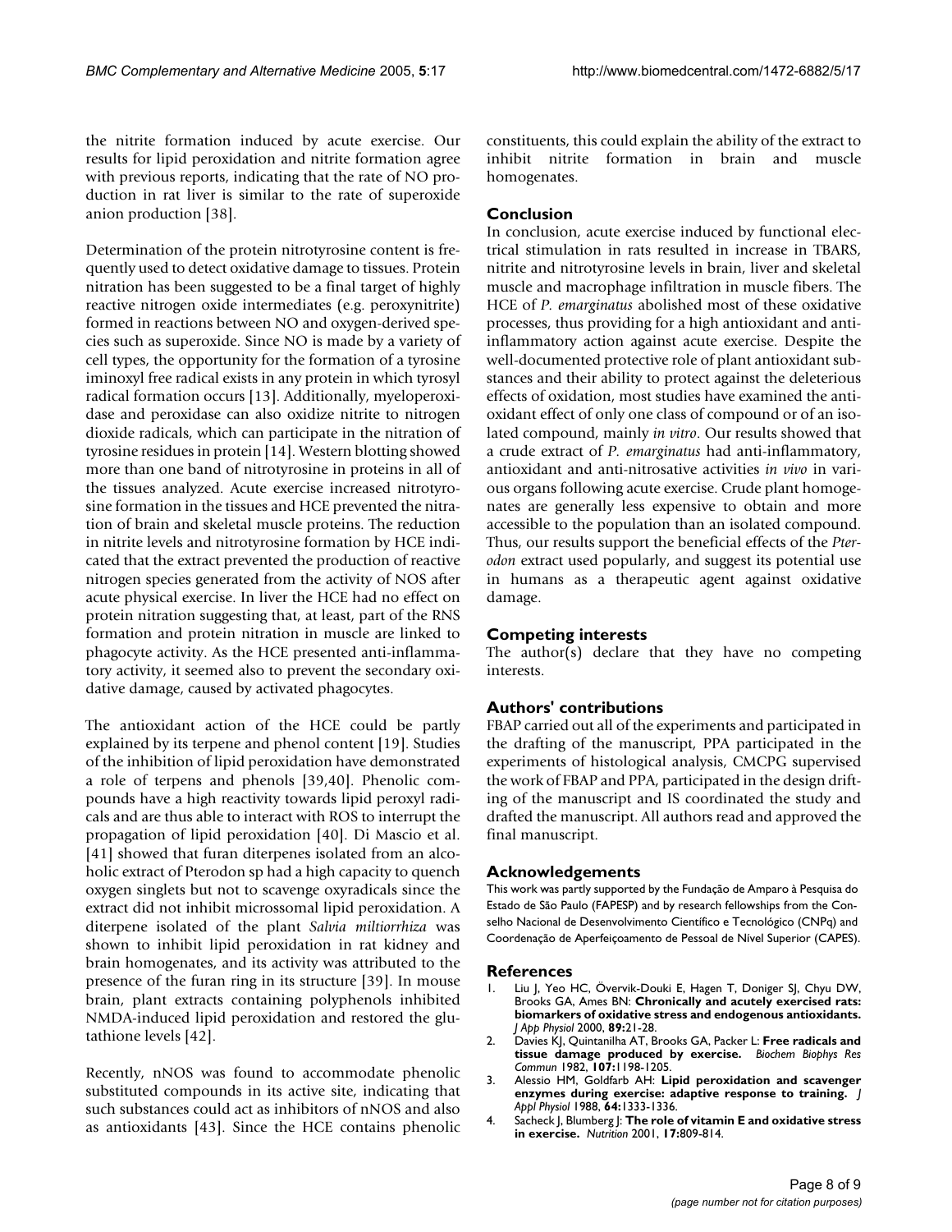the nitrite formation induced by acute exercise. Our results for lipid peroxidation and nitrite formation agree with previous reports, indicating that the rate of NO production in rat liver is similar to the rate of superoxide anion production [38].

Determination of the protein nitrotyrosine content is frequently used to detect oxidative damage to tissues. Protein nitration has been suggested to be a final target of highly reactive nitrogen oxide intermediates (e.g. peroxynitrite) formed in reactions between NO and oxygen-derived species such as superoxide. Since NO is made by a variety of cell types, the opportunity for the formation of a tyrosine iminoxyl free radical exists in any protein in which tyrosyl radical formation occurs [13]. Additionally, myeloperoxidase and peroxidase can also oxidize nitrite to nitrogen dioxide radicals, which can participate in the nitration of tyrosine residues in protein [14]. Western blotting showed more than one band of nitrotyrosine in proteins in all of the tissues analyzed. Acute exercise increased nitrotyrosine formation in the tissues and HCE prevented the nitration of brain and skeletal muscle proteins. The reduction in nitrite levels and nitrotyrosine formation by HCE indicated that the extract prevented the production of reactive nitrogen species generated from the activity of NOS after acute physical exercise. In liver the HCE had no effect on protein nitration suggesting that, at least, part of the RNS formation and protein nitration in muscle are linked to phagocyte activity. As the HCE presented anti-inflammatory activity, it seemed also to prevent the secondary oxidative damage, caused by activated phagocytes.

The antioxidant action of the HCE could be partly explained by its terpene and phenol content [19]. Studies of the inhibition of lipid peroxidation have demonstrated a role of terpens and phenols [39,40]. Phenolic compounds have a high reactivity towards lipid peroxyl radicals and are thus able to interact with ROS to interrupt the propagation of lipid peroxidation [40]. Di Mascio et al. [41] showed that furan diterpenes isolated from an alcoholic extract of Pterodon sp had a high capacity to quench oxygen singlets but not to scavenge oxyradicals since the extract did not inhibit microssomal lipid peroxidation. A diterpene isolated of the plant *Salvia miltiorrhiza* was shown to inhibit lipid peroxidation in rat kidney and brain homogenates, and its activity was attributed to the presence of the furan ring in its structure [39]. In mouse brain, plant extracts containing polyphenols inhibited NMDA-induced lipid peroxidation and restored the glutathione levels [42].

Recently, nNOS was found to accommodate phenolic substituted compounds in its active site, indicating that such substances could act as inhibitors of nNOS and also as antioxidants [43]. Since the HCE contains phenolic constituents, this could explain the ability of the extract to inhibit nitrite formation in brain and muscle homogenates.

## Conclusion

In conclusion, acute exercise induced by functional electrical stimulation in rats resulted in increase in TBARS, nitrite and nitrotyrosine levels in brain, liver and skeletal muscle and macrophage infiltration in muscle fibers. The HCE of *P. emarginatus* abolished most of these oxidative processes, thus providing for a high antioxidant and anti-inflammatory action against acute exercise. Despite the well-documented protective role of plant antioxidant substances and their ability to protect against the deleterious effects of oxidation, most studies have examined the antioxidant effect of only one class of compound or of an isolated compound, mainly *in vitro*. Our results showed that a crude extract of *P. emarginatus* had anti-inflammatory, antioxidant and anti-nitrosative activities *in vivo* in various organs following acute exercise. Crude plant homogenates are generally less expensive to obtain and more accessible to the population than an isolated compound. Thus, our results support the beneficial effects of the *Pterodon* extract used popularly, and suggest its potential use in humans as a therapeutic agent against oxidative damage.

## Competing interests

The author(s) declare that they have no competing interests.

## Authors' contributions

FBAP carried out all of the experiments and participated in the drafting of the manuscript, PPA participated in the experiments of histological analysis, CMCPG supervised the work of FBAP and PPA, participated in the design drifting of the manuscript and IS coordinated the study and drafted the manuscript. All authors read and approved the final manuscript.

## Acknowledgements

This work was partly supported by the Fundação de Amparo à Pesquisa do Estado de São Paulo (FAPESP) and by research fellowships from the Conselho Nacional de Desenvolvimento Científico e Tecnológico (CNPq) and Coordenação de Aperfeiçoamento de Pessoal de Nível Superior (CAPES).

## References

1. Liu J, Yeo HC, Övervik-Douki E, Hagen T, Doniger SJ, Chyu DW, Brooks GA, Ames BN: **Chronically and acutely exercised rats: biomarkers of oxidative stress and endogenous antioxidants.** *J App Physiol* 2000, **89:**21-28.
2. Davies KJ, Quintanilha AT, Brooks GA, Packer L: **Free radicals and tissue damage produced by exercise.** *Biochem Biophys Res Commun* 1982, **107:**1198-1205.
3. Alessio HM, Goldfarb AH: **Lipid peroxidation and scavenger enzymes during exercise: adaptive response to training.** *J Appl Physiol* 1988, **64:**1333-1336.
4. Sacheck J, Blumberg J: **The role of vitamin E and oxidative stress in exercise.** *Nutrition* 2001, **17:**809-814.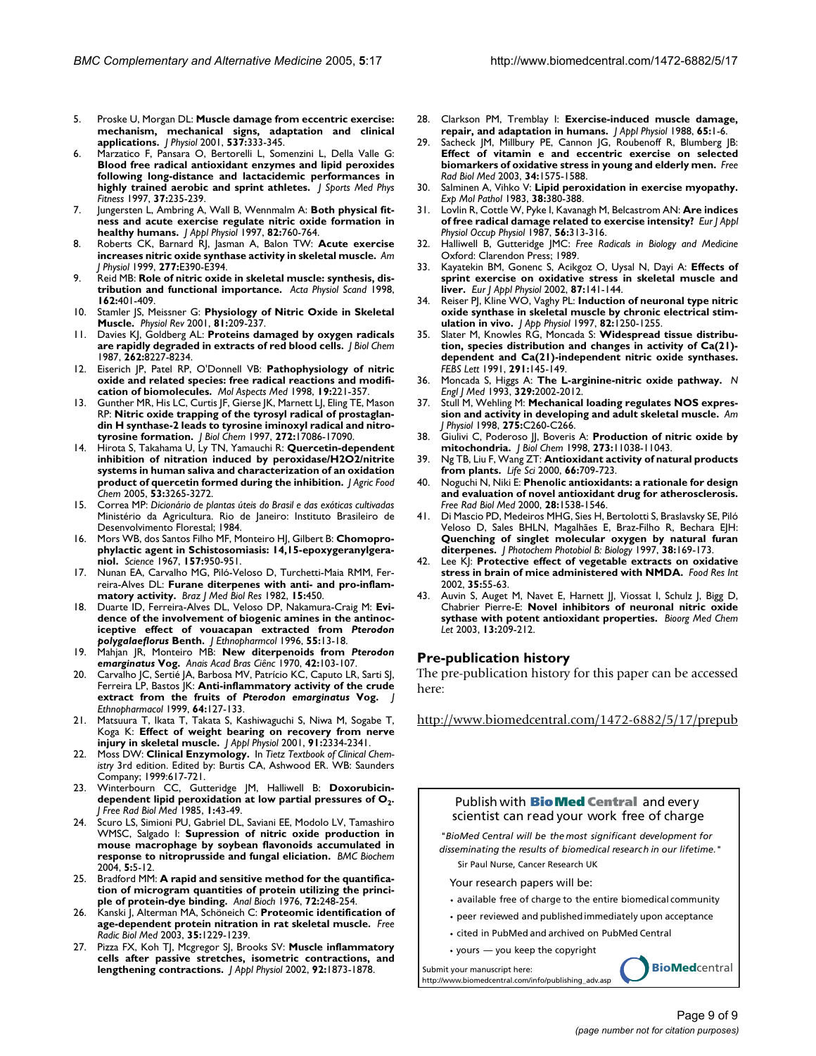5. Proske U, Morgan DL: **Muscle damage from eccentric exercise: mechanism, mechanical signs, adaptation and clinical applications.** *J Physiol* 2001, **537:**333-345.
6. Marzatico F, Pansara O, Bertorelli L, Somenzini L, Della Valle G: **Blood free radical antioxidant enzymes and lipid peroxides following long-distance and lactacidemic performances in highly trained aerobic and sprint athletes.** *J Sports Med Phys Fitness* 1997, **37:**235-239.
7. Jungersten L, Ambring A, Wall B, Wennmalm A: **Both physical fitness and acute exercise regulate nitric oxide formation in healthy humans.** *J Appl Physiol* 1997, **82:**760-764.
8. Roberts CK, Barnard RJ, Jasman A, Balon TW: **Acute exercise increases nitric oxide synthase activity in skeletal muscle.** *Am J Physiol* 1999, **277:**E390-E394.
9. Reid MB: **Role of nitric oxide in skeletal muscle: synthesis, distribution and functional importance.** *Acta Physiol Scand* 1998, **162:**401-409.
10. Stamler JS, Meissner G: **Physiology of Nitric Oxide in Skeletal Muscle.** *Physiol Rev* 2001, **81:**209-237.
11. Davies KJ, Goldberg AL: **Proteins damaged by oxygen radicals are rapidly degraded in extracts of red blood cells.** *J Biol Chem* 1987, **262:**8227-8234.
12. Eiserich JP, Patel RP, O'Donnell VB: **Pathophysiology of nitric oxide and related species: free radical reactions and modification of biomolecules.** *Mol Aspects Med* 1998, **19:**221-357.
13. Gunther MR, His LC, Curtis JF, Gierse JK, Marnett LJ, Eling TE, Mason RP: **Nitric oxide trapping of the tyrosyl radical of prostaglandin H synthase-2 leads to tyrosine iminoxyl radical and nitrotyrosine formation.** *J Biol Chem* 1997, **272:**17086-17090.
14. Hirota S, Takahama U, Ly TN, Yamauchi R: **Quercetin-dependent inhibition of nitration induced by peroxidase/H2O2/nitrite systems in human saliva and characterization of an oxidation product of quercetin formed during the inhibition.** *J Agric Food Chem* 2005, **53:**3265-3272.
15. Correa MP: *Dicionário de plantas úteis do Brasil e das exóticas cultivadas* Ministério da Agricultura. Rio de Janeiro: Instituto Brasileiro de Desenvolvimento Florestal; 1984.
16. Mors WB, dos Santos Filho MF, Monteiro HJ, Gilbert B: **Chomoprophylactic agent in Schistosomiasis: 14,15-epoxygeranylgeraniol.** *Science* 1967, **157:**950-951.
17. Nunan EA, Carvalho MG, Piló-Veloso D, Turchetti-Maia RMM, Ferreira-Alves DL: **Furane diterpenes with anti- and pro-inflammatory activity.** *Braz J Med Biol Res* 1982, **15:**450.
18. Duarte ID, Ferreira-Alves DL, Veloso DP, Nakamura-Craig M: **Evidence of the involvement of biogenic amines in the antinociceptive effect of vouacapan extracted from *Pterodon polygalaeflorus* Benth.** *J Ethnopharmcol* 1996, **55:**13-18.
19. Mahjan JR, Monteiro MB: **New diterpenoids from *Pterodon emarginatus* Vog.** *Anais Acad Bras Ciênc* 1970, **42:**103-107.
20. Carvalho JC, Sertié JA, Barbosa MV, Patrício KC, Caputo LR, Sarti SJ, Ferreira LP, Bastos JK: **Anti-inflammatory activity of the crude extract from the fruits of *Pterodon emarginatus* Vog.** *J Ethnopharmacol* 1999, **64:**127-133.
21. Matsuura T, Ikata T, Takata S, Kashiwaguchi S, Niwa M, Sogabe T, Koga K: **Effect of weight bearing on recovery from nerve injury in skeletal muscle.** *J Appl Physiol* 2001, **91:**2334-2341.
22. Moss DW: **Clinical Enzymology.** In *Tietz Textbook of Clinical Chemistry* 3rd edition. Edited by: Burtis CA, Ashwood ER. WB: Saunders Company; 1999:617-721.
23. Winterbourn CC, Gutteridge JM, Halliwell B: **Doxorubicin-dependent lipid peroxidation at low partial pressures of $O_2$.** *J Free Rad Biol Med* 1985, **1:**43-49.
24. Scuro LS, Simioni PU, Gabriel DL, Saviani EE, Modolo LV, Tamashiro WMSC, Salgado I: **Supression of nitric oxide production in mouse macrophage by soybean flavonoids accumulated in response to nitroprusside and fungal eliciation.** *BMC Biochem* 2004, **5:**5-12.
25. Bradford MM: **A rapid and sensitive method for the quantification of microgram quantities of protein utilizing the principle of protein-dye binding.** *Anal Bioch* 1976, **72:**248-254.
26. Kanski J, Alterman MA, Schöneich C: **Proteomic identification of age-dependent protein nitration in rat skeletal muscle.** *Free Radic Biol Med* 2003, **35:**1229-1239.
27. Pizza FX, Koh TJ, Mcgregor SJ, Brooks SV: **Muscle inflammatory cells after passive stretches, isometric contractions, and lengthening contractions.** *J Appl Physiol* 2002, **92:**1873-1878.
28. Clarkson PM, Tremblay I: **Exercise-induced muscle damage, repair, and adaptation in humans.** *J Appl Physiol* 1988, **65:**1-6.
29. Sacheck JM, Millbury PE, Cannon JG, Roubenoff R, Blumberg JB: **Effect of vitamin e and eccentric exercise on selected biomarkers of oxidative stress in young and elderly men.** *Free Rad Biol Med* 2003, **34:**1575-1588.
30. Salminen A, Vihko V: **Lipid peroxidation in exercise myopathy.** *Exp Mol Pathol* 1983, **38:**380-388.
31. Lovlin R, Cottle W, Pyke I, Kavanagh M, Belcastrom AN: **Are indices of free radical damage related to exercise intensity?** *Eur J Appl Physiol Occup Physiol* 1987, **56:**313-316.
32. Halliwell B, Gutteridge JMC: *Free Radicals in Biology and Medicine* Oxford: Clarendon Press; 1989.
33. Kayatekin BM, Gonenc S, Acikgoz O, Uysal N, Dayi A: **Effects of sprint exercise on oxidative stress in skeletal muscle and liver.** *Eur J Appl Physiol* 2002, **87:**141-144.
34. Reiser PJ, Kline WO, Vaghy PL: **Induction of neuronal type nitric oxide synthase in skeletal muscle by chronic electrical stimulation in vivo.** *J App Physiol* 1997, **82:**1250-1255.
35. Slater M, Knowles RG, Moncada S: **Widespread tissue distribution, species distribution and changes in activity of Ca(21)-dependent and Ca(21)-independent nitric oxide synthases.** *FEBS Lett* 1991, **291:**145-149.
36. Moncada S, Higgs A: **The L-arginine-nitric oxide pathway.** *N Engl J Med* 1993, **329:**2002-2012.
37. Stull M, Wehling M: **Mechanical loading regulates NOS expression and activity in developing and adult skeletal muscle.** *Am J Physiol* 1998, **275:**C260-C266.
38. Giulivi C, Poderoso JJ, Boveris A: **Production of nitric oxide by mitochondria.** *J Biol Chem* 1998, **273:**11038-11043.
39. Ng TB, Liu F, Wang ZT: **Antioxidant activity of natural products from plants.** *Life Sci* 2000, **66:**709-723.
40. Noguchi N, Niki E: **Phenolic antioxidants: a rationale for design and evaluation of novel antioxidant drug for atherosclerosis.** *Free Rad Biol Med* 2000, **28:**1538-1546.
41. Di Mascio PD, Medeiros MHG, Sies H, Bertolotti S, Braslavsky SE, Piló Veloso D, Sales BHLN, Magalhães E, Braz-Filho R, Bechara EJH: **Quenching of singlet molecular oxygen by natural furan diterpenes.** *J Photochem Photobiol B: Biology* 1997, **38:**169-173.
42. Lee KJ: **Protective effect of vegetable extracts on oxidative stress in brain of mice administered with NMDA.** *Food Res Int* 2002, **35:**55-63.
43. Auvin S, Auget M, Navet E, Harnett JJ, Viossat I, Schulz J, Bigg D, Chabrier Pierre-E: **Novel inhibitors of neuronal nitric oxide sythase with potent antioxidant properties.** *Bioorg Med Chem Let* 2003, **13:**209-212.

## Pre-publication history

The pre-publication history for this paper can be accessed here:

http://www.biomedcentral.com/1472-6882/5/17/prepub

Publish with **BioMed Central** and every scientist can read your work free of charge

*"BioMed Central will be the most significant development for disseminating the results of biomedical research in our lifetime."*

Sir Paul Nurse, Cancer Research UK

Your research papers will be:

- available free of charge to the entire biomedical community
- peer reviewed and published immediately upon acceptance
- cited in PubMed and archived on PubMed Central
- yours — you keep the copyright

Submit your manuscript here:
http://www.biomedcentral.com/info/publishing_adv.asp

BioMedcentral